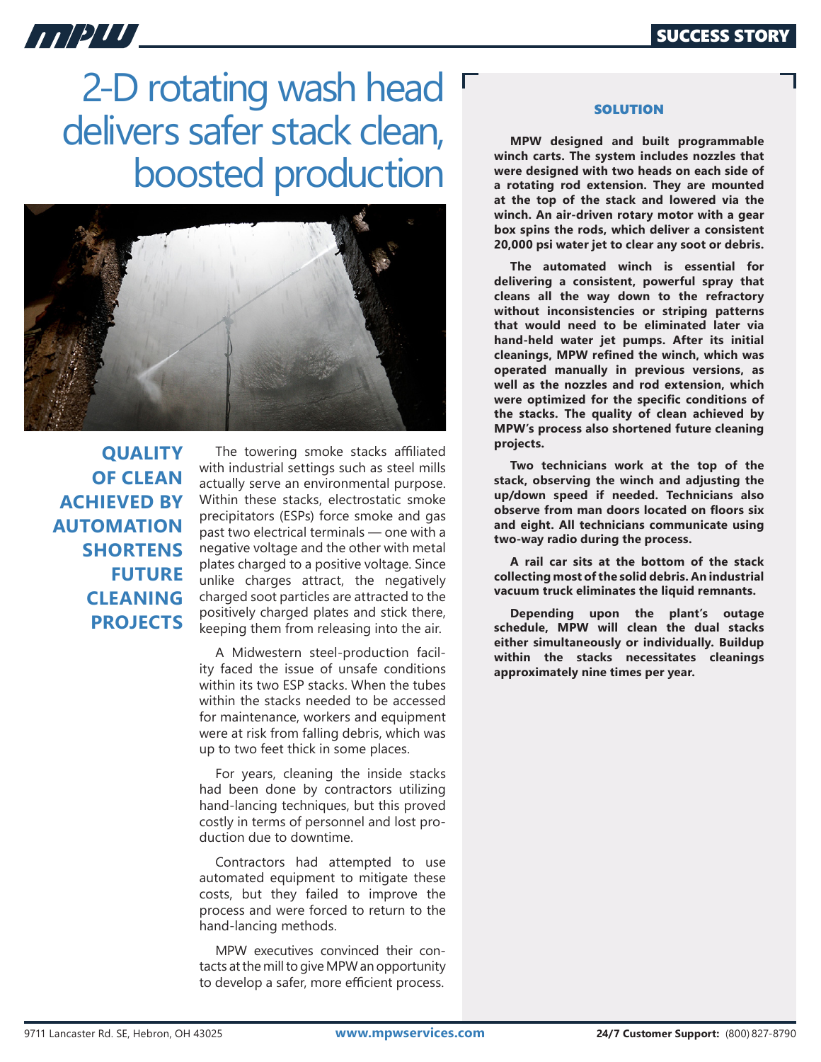# 2-D rotating wash head delivers safer stack clean, boosted production

**QUALITY OF CLEAN ACHIEVED BY AUTOMATION SHORTENS FUTURE CLEANING PROJECTS**

The towering smoke stacks affiliated with industrial settings such as steel mills actually serve an environmental purpose. Within these stacks, electrostatic smoke precipitators (ESPs) force smoke and gas past two electrical terminals — one with a negative voltage and the other with metal plates charged to a positive voltage. Since unlike charges attract, the negatively charged soot particles are attracted to the positively charged plates and stick there, keeping them from releasing into the air.

A Midwestern steel-production facility faced the issue of unsafe conditions within its two ESP stacks. When the tubes within the stacks needed to be accessed for maintenance, workers and equipment were at risk from falling debris, which was up to two feet thick in some places.

For years, cleaning the inside stacks had been done by contractors utilizing hand-lancing techniques, but this proved costly in terms of personnel and lost production due to downtime.

Contractors had attempted to use automated equipment to mitigate these costs, but they failed to improve the process and were forced to return to the hand-lancing methods.

MPW executives convinced their contacts at the mill to give MPW an opportunity to develop a safer, more efficient process.

## SOLUTION

**MPW designed and built programmable winch carts. The system includes nozzles that were designed with two heads on each side of a rotating rod extension. They are mounted at the top of the stack and lowered via the winch. An air-driven rotary motor with a gear box spins the rods, which deliver a consistent 20,000 psi water jet to clear any soot or debris.**

**The automated winch is essential for delivering a consistent, powerful spray that cleans all the way down to the refractory without inconsistencies or striping patterns that would need to be eliminated later via hand-held water jet pumps. After its initial cleanings, MPW refined the winch, which was operated manually in previous versions, as well as the nozzles and rod extension, which were optimized for the specific conditions of the stacks. The quality of clean achieved by MPW's process also shortened future cleaning projects.**

**Two technicians work at the top of the stack, observing the winch and adjusting the up/down speed if needed. Technicians also observe from man doors located on floors six and eight. All technicians communicate using two-way radio during the process.**

**A rail car sits at the bottom of the stack collecting most of the solid debris. An industrial vacuum truck eliminates the liquid remnants.**

**Depending upon the plant's outage schedule, MPW will clean the dual stacks either simultaneously or individually. Buildup within the stacks necessitates cleanings approximately nine times per year.**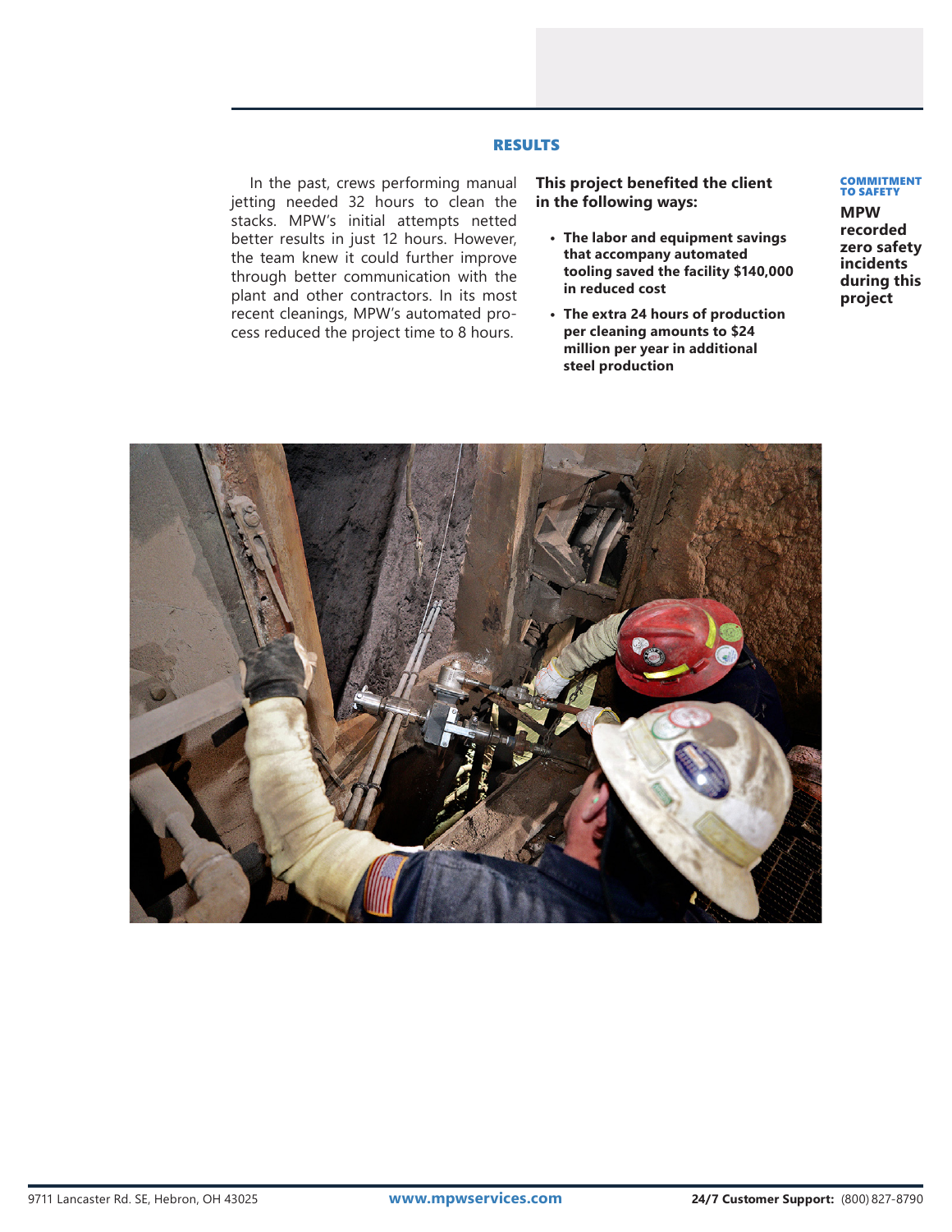## RESULTS

In the past, crews performing manual jetting needed 32 hours to clean the stacks. MPW's initial attempts netted better results in just 12 hours. However, the team knew it could further improve through better communication with the plant and other contractors. In its most recent cleanings, MPW's automated process reduced the project time to 8 hours.

**This project benefited the client in the following ways:**

- **The labor and equipment savings that accompany automated tooling saved the facility $140,000 in reduced cost**
- **The extra 24 hours of production per cleaning amounts to $24 million per year in additional steel production**

### COMMITMENT TO SAFETY

**MPW recorded zero safety incidents during this project**

9711 Lancaster Rd. SE, Hebron, OH 43025 | **www.mpwservices.com** | **24/7 Customer Support:** (800) 827-8790